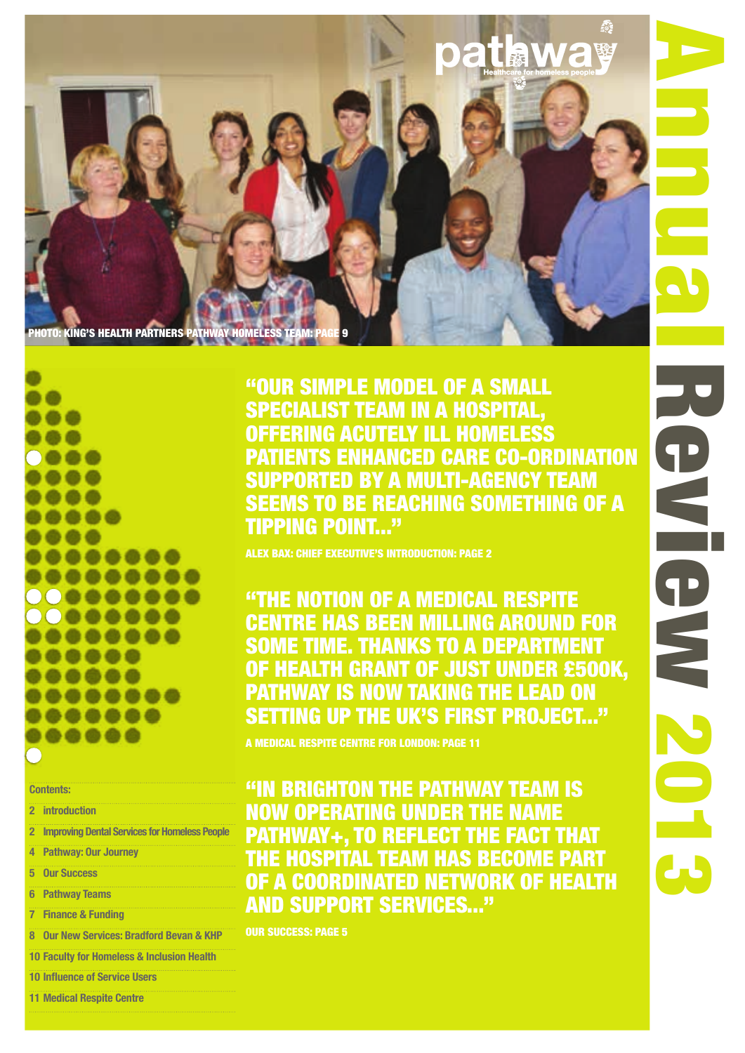# Annual Review 2013

pathway
Healthcare for homeless people

PHOTO: KING'S HEALTH PARTNERS PATHWAY HOMELESS TEAM: PAGE 9

**"OUR SIMPLE MODEL OF A SMALL SPECIALIST TEAM IN A HOSPITAL, OFFERING ACUTELY ILL HOMELESS PATIENTS ENHANCED CARE CO-ORDINATION SUPPORTED BY A MULTI-AGENCY TEAM SEEMS TO BE REACHING SOMETHING OF A TIPPING POINT..."**

ALEX BAX: CHIEF EXECUTIVE'S INTRODUCTION: PAGE 2

**"THE NOTION OF A MEDICAL RESPITE CENTRE HAS BEEN MILLING AROUND FOR SOME TIME. THANKS TO A DEPARTMENT OF HEALTH GRANT OF JUST UNDER £500K, PATHWAY IS NOW TAKING THE LEAD ON SETTING UP THE UK'S FIRST PROJECT..."**

A MEDICAL RESPITE CENTRE FOR LONDON: PAGE 11

**"IN BRIGHTON THE PATHWAY TEAM IS NOW OPERATING UNDER THE NAME PATHWAY+, TO REFLECT THE FACT THAT THE HOSPITAL TEAM HAS BECOME PART OF A COORDINATED NETWORK OF HEALTH AND SUPPORT SERVICES..."**

OUR SUCCESS: PAGE 5

**Contents:**

- 2 introduction
- 2 Improving Dental Services for Homeless People
- 4 Pathway: Our Journey
- 5 Our Success
- 6 Pathway Teams
- 7 Finance & Funding
- 8 Our New Services: Bradford Bevan & KHP
- 10 Faculty for Homeless & Inclusion Health
- 10 Influence of Service Users
- 11 Medical Respite Centre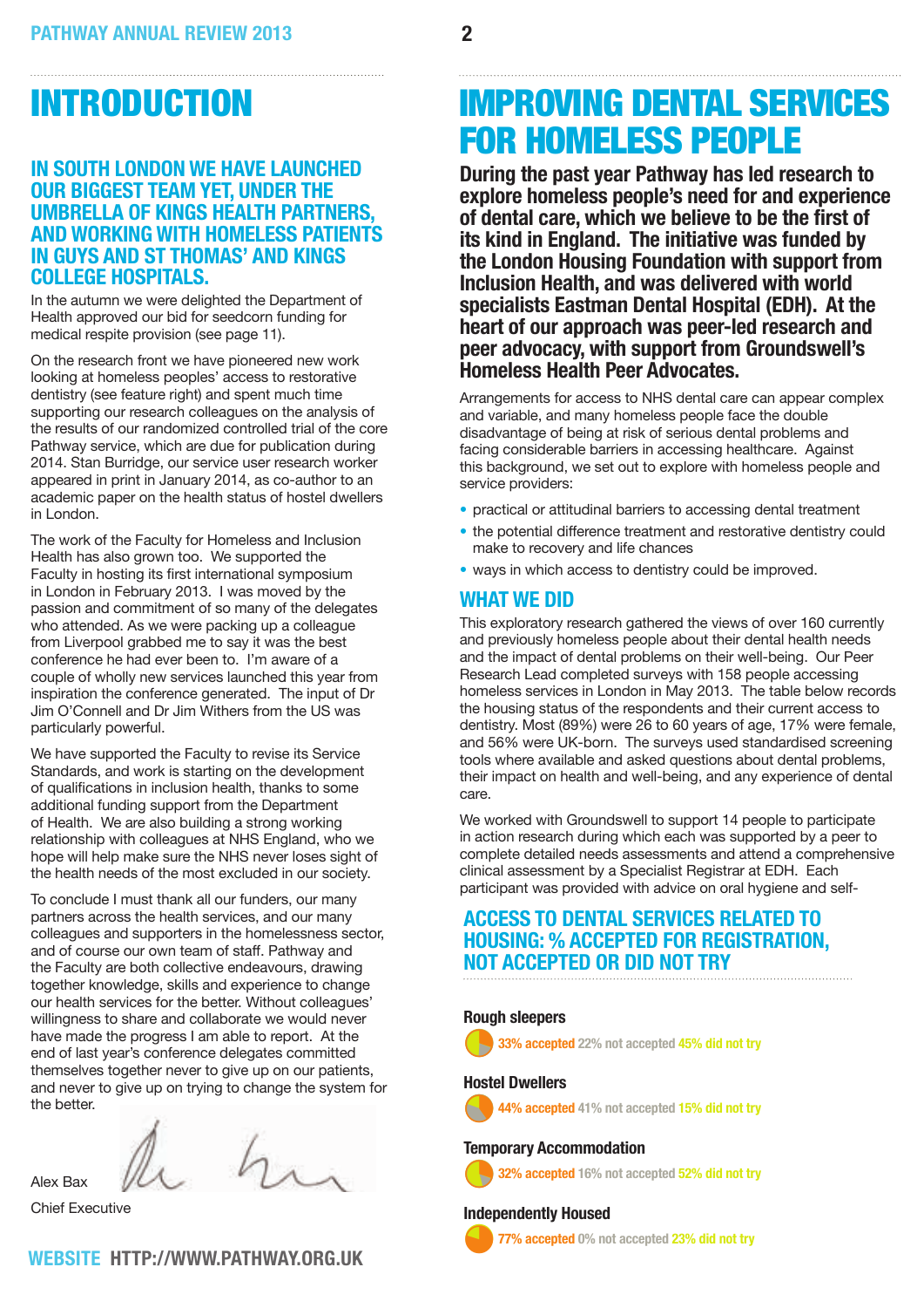# INTRODUCTION

## IN SOUTH LONDON WE HAVE LAUNCHED OUR BIGGEST TEAM YET, UNDER THE UMBRELLA OF KINGS HEALTH PARTNERS, AND WORKING WITH HOMELESS PATIENTS IN GUYS AND ST THOMAS' AND KINGS COLLEGE HOSPITALS.

In the autumn we were delighted the Department of Health approved our bid for seedcorn funding for medical respite provision (see page 11).

On the research front we have pioneered new work looking at homeless peoples' access to restorative dentistry (see feature right) and spent much time supporting our research colleagues on the analysis of the results of our randomized controlled trial of the core Pathway service, which are due for publication during 2014. Stan Burridge, our service user research worker appeared in print in January 2014, as co-author to an academic paper on the health status of hostel dwellers in London.

The work of the Faculty for Homeless and Inclusion Health has also grown too. We supported the Faculty in hosting its first international symposium in London in February 2013. I was moved by the passion and commitment of so many of the delegates who attended. As we were packing up a colleague from Liverpool grabbed me to say it was the best conference he had ever been to. I'm aware of a couple of wholly new services launched this year from inspiration the conference generated. The input of Dr Jim O'Connell and Dr Jim Withers from the US was particularly powerful.

We have supported the Faculty to revise its Service Standards, and work is starting on the development of qualifications in inclusion health, thanks to some additional funding support from the Department of Health. We are also building a strong working relationship with colleagues at NHS England, who we hope will help make sure the NHS never loses sight of the health needs of the most excluded in our society.

To conclude I must thank all our funders, our many partners across the health services, and our many colleagues and supporters in the homelessness sector, and of course our own team of staff. Pathway and the Faculty are both collective endeavours, drawing together knowledge, skills and experience to change our health services for the better. Without colleagues' willingness to share and collaborate we would never have made the progress I am able to report. At the end of last year's conference delegates committed themselves together never to give up on our patients, and never to give up on trying to change the system for the better.

Alex Bax

Chief Executive

# IMPROVING DENTAL SERVICES FOR HOMELESS PEOPLE

**During the past year Pathway has led research to explore homeless people's need for and experience of dental care, which we believe to be the first of its kind in England. The initiative was funded by the London Housing Foundation with support from Inclusion Health, and was delivered with world specialists Eastman Dental Hospital (EDH). At the heart of our approach was peer-led research and peer advocacy, with support from Groundswell's Homeless Health Peer Advocates.**

Arrangements for access to NHS dental care can appear complex and variable, and many homeless people face the double disadvantage of being at risk of serious dental problems and facing considerable barriers in accessing healthcare. Against this background, we set out to explore with homeless people and service providers:

- practical or attitudinal barriers to accessing dental treatment
- the potential difference treatment and restorative dentistry could make to recovery and life chances
- ways in which access to dentistry could be improved.

## WHAT WE DID

This exploratory research gathered the views of over 160 currently and previously homeless people about their dental health needs and the impact of dental problems on their well-being. Our Peer Research Lead completed surveys with 158 people accessing homeless services in London in May 2013. The table below records the housing status of the respondents and their current access to dentistry. Most (89%) were 26 to 60 years of age, 17% were female, and 56% were UK-born. The surveys used standardised screening tools where available and asked questions about dental problems, their impact on health and well-being, and any experience of dental care.

We worked with Groundswell to support 14 people to participate in action research during which each was supported by a peer to complete detailed needs assessments and attend a comprehensive clinical assessment by a Specialist Registrar at EDH. Each participant was provided with advice on oral hygiene and self-

## ACCESS TO DENTAL SERVICES RELATED TO HOUSING: % ACCEPTED FOR REGISTRATION, NOT ACCEPTED OR DID NOT TRY

| Housing status | Accepted | Not accepted | Did not try |
|---|---|---|---|
| Rough sleepers | 33% | 22% | 45% |
| Hostel Dwellers | 44% | 41% | 15% |
| Temporary Accommodation | 32% | 16% | 52% |
| Independently Housed | 77% | 0% | 23% |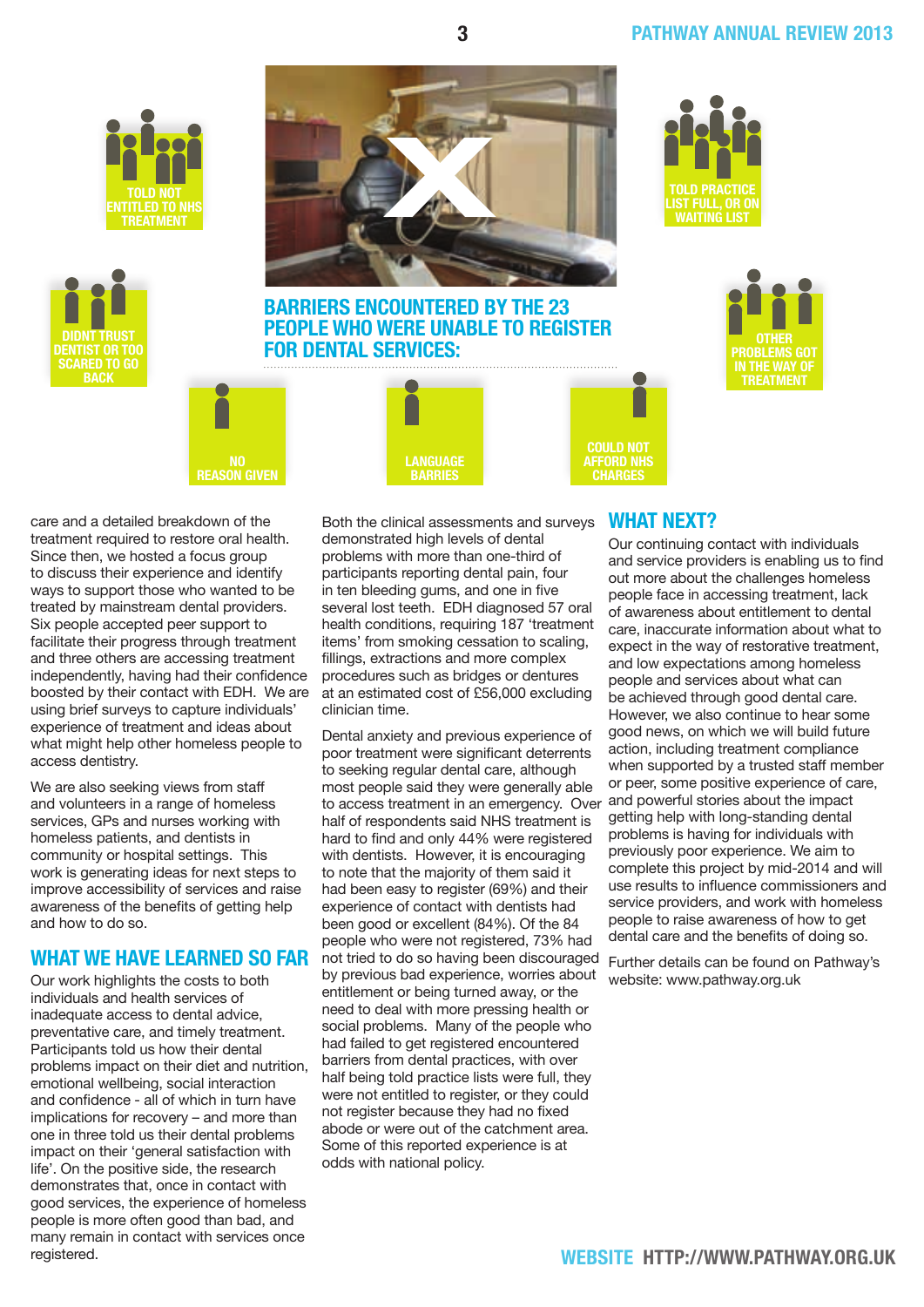## BARRIERS ENCOUNTERED BY THE 23 PEOPLE WHO WERE UNABLE TO REGISTER FOR DENTAL SERVICES:

- TOLD NOT ENTITLED TO NHS TREATMENT
- DIDNT TRUST DENTIST OR TOO SCARED TO GO BACK
- NO REASON GIVEN
- LANGUAGE BARRIES
- COULD NOT AFFORD NHS CHARGES
- TOLD PRACTICE LIST FULL, OR ON WAITING LIST
- OTHER PROBLEMS GOT IN THE WAY OF TREATMENT

care and a detailed breakdown of the treatment required to restore oral health. Since then, we hosted a focus group to discuss their experience and identify ways to support those who wanted to be treated by mainstream dental providers. Six people accepted peer support to facilitate their progress through treatment and three others are accessing treatment independently, having had their confidence boosted by their contact with EDH. We are using brief surveys to capture individuals' experience of treatment and ideas about what might help other homeless people to access dentistry.

We are also seeking views from staff and volunteers in a range of homeless services, GPs and nurses working with homeless patients, and dentists in community or hospital settings. This work is generating ideas for next steps to improve accessibility of services and raise awareness of the benefits of getting help and how to do so.

## WHAT WE HAVE LEARNED SO FAR

Our work highlights the costs to both individuals and health services of inadequate access to dental advice, preventative care, and timely treatment. Participants told us how their dental problems impact on their diet and nutrition, emotional wellbeing, social interaction and confidence - all of which in turn have implications for recovery – and more than one in three told us their dental problems impact on their 'general satisfaction with life'. On the positive side, the research demonstrates that, once in contact with good services, the experience of homeless people is more often good than bad, and many remain in contact with services once registered.

Both the clinical assessments and surveys demonstrated high levels of dental problems with more than one-third of participants reporting dental pain, four in ten bleeding gums, and one in five several lost teeth. EDH diagnosed 57 oral health conditions, requiring 187 'treatment items' from smoking cessation to scaling, fillings, extractions and more complex procedures such as bridges or dentures at an estimated cost of £56,000 excluding clinician time.

Dental anxiety and previous experience of poor treatment were significant deterrents to seeking regular dental care, although most people said they were generally able to access treatment in an emergency. Over half of respondents said NHS treatment is hard to find and only 44% were registered with dentists. However, it is encouraging to note that the majority of them said it had been easy to register (69%) and their experience of contact with dentists had been good or excellent (84%). Of the 84 people who were not registered, 73% had not tried to do so having been discouraged by previous bad experience, worries about entitlement or being turned away, or the need to deal with more pressing health or social problems. Many of the people who had failed to get registered encountered barriers from dental practices, with over half being told practice lists were full, they were not entitled to register, or they could not register because they had no fixed abode or were out of the catchment area. Some of this reported experience is at odds with national policy.

## WHAT NEXT?

Our continuing contact with individuals and service providers is enabling us to find out more about the challenges homeless people face in accessing treatment, lack of awareness about entitlement to dental care, inaccurate information about what to expect in the way of restorative treatment, and low expectations among homeless people and services about what can be achieved through good dental care. However, we also continue to hear some good news, on which we will build future action, including treatment compliance when supported by a trusted staff member or peer, some positive experience of care, and powerful stories about the impact getting help with long-standing dental problems is having for individuals with previously poor experience. We aim to complete this project by mid-2014 and will use results to influence commissioners and service providers, and work with homeless people to raise awareness of how to get dental care and the benefits of doing so.

Further details can be found on Pathway's website: www.pathway.org.uk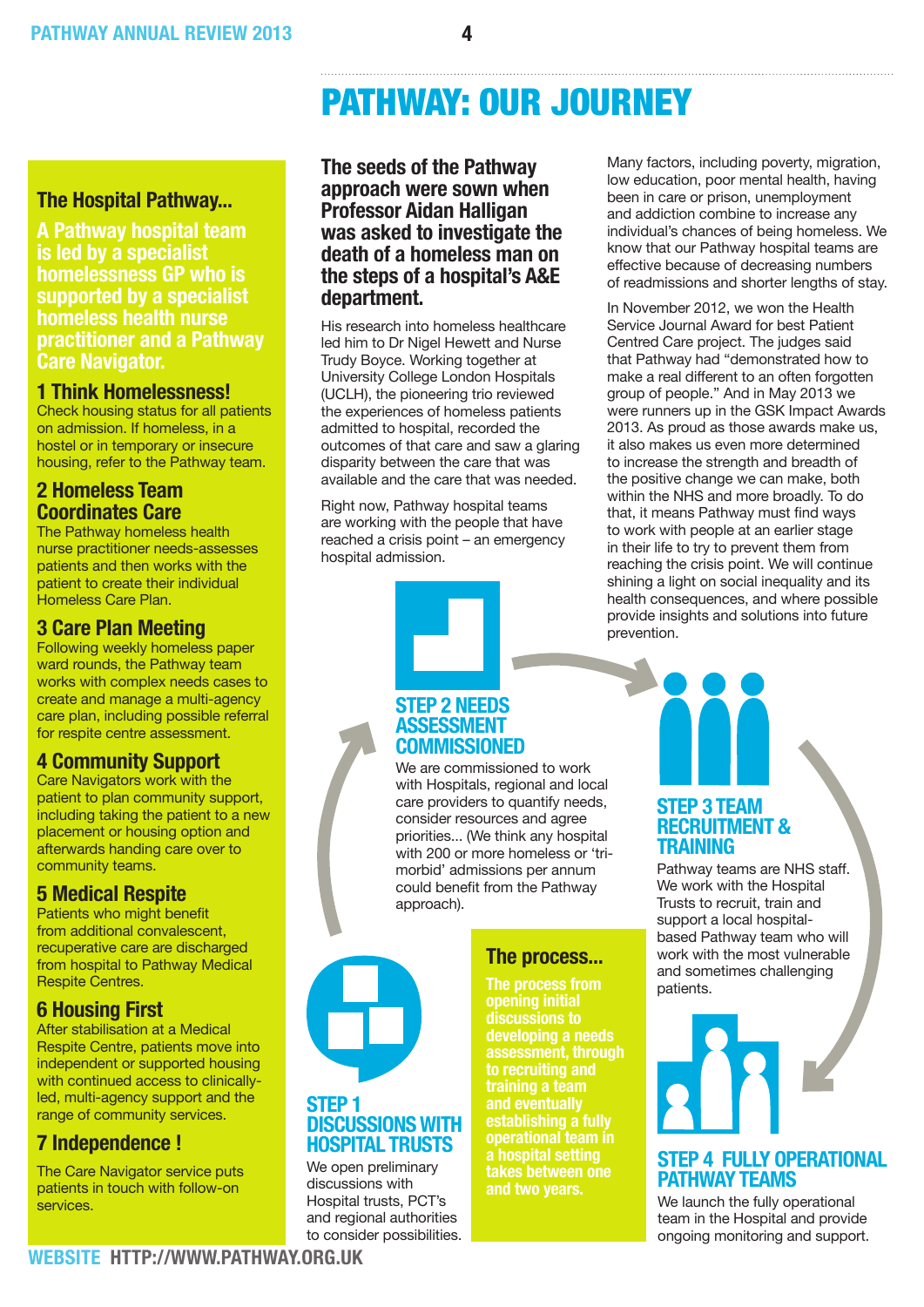# PATHWAY: OUR JOURNEY

## The Hospital Pathway...

**A Pathway hospital team is led by a specialist homelessness GP who is supported by a specialist homeless health nurse practitioner and a Pathway Care Navigator.**

### 1 Think Homelessness!

Check housing status for all patients on admission. If homeless, in a hostel or in temporary or insecure housing, refer to the Pathway team.

### 2 Homeless Team Coordinates Care

The Pathway homeless health nurse practitioner needs-assesses patients and then works with the patient to create their individual Homeless Care Plan.

### 3 Care Plan Meeting

Following weekly homeless paper ward rounds, the Pathway team works with complex needs cases to create and manage a multi-agency care plan, including possible referral for respite centre assessment.

### 4 Community Support

Care Navigators work with the patient to plan community support, including taking the patient to a new placement or housing option and afterwards handing care over to community teams.

### 5 Medical Respite

Patients who might benefit from additional convalescent, recuperative care are discharged from hospital to Pathway Medical Respite Centres.

### 6 Housing First

After stabilisation at a Medical Respite Centre, patients move into independent or supported housing with continued access to clinically-led, multi-agency support and the range of community services.

### 7 Independence !

The Care Navigator service puts patients in touch with follow-on services.

---

**The seeds of the Pathway approach were sown when Professor Aidan Halligan was asked to investigate the death of a homeless man on the steps of a hospital's A&E department.**

His research into homeless healthcare led him to Dr Nigel Hewett and Nurse Trudy Boyce. Working together at University College London Hospitals (UCLH), the pioneering trio reviewed the experiences of homeless patients admitted to hospital, recorded the outcomes of that care and saw a glaring disparity between the care that was available and the care that was needed.

Right now, Pathway hospital teams are working with the people that have reached a crisis point – an emergency hospital admission.

Many factors, including poverty, migration, low education, poor mental health, having been in care or prison, unemployment and addiction combine to increase any individual's chances of being homeless. We know that our Pathway hospital teams are effective because of decreasing numbers of readmissions and shorter lengths of stay.

In November 2012, we won the Health Service Journal Award for best Patient Centred Care project. The judges said that Pathway had "demonstrated how to make a real different to an often forgotten group of people." And in May 2013 we were runners up in the GSK Impact Awards 2013. As proud as those awards make us, it also makes us even more determined to increase the strength and breadth of the positive change we can make, both within the NHS and more broadly. To do that, it means Pathway must find ways to work with people at an earlier stage in their life to try to prevent them from reaching the crisis point. We will continue shining a light on social inequality and its health consequences, and where possible provide insights and solutions into future prevention.

### STEP 1 DISCUSSIONS WITH HOSPITAL TRUSTS

We open preliminary discussions with Hospital trusts, PCT's and regional authorities to consider possibilities.

### STEP 2 NEEDS ASSESSMENT COMMISSIONED

We are commissioned to work with Hospitals, regional and local care providers to quantify needs, consider resources and agree priorities... (We think any hospital with 200 or more homeless or 'tri-morbid' admissions per annum could benefit from the Pathway approach).

### STEP 3 TEAM RECRUITMENT & TRAINING

Pathway teams are NHS staff. We work with the Hospital Trusts to recruit, train and support a local hospital-based Pathway team who will work with the most vulnerable and sometimes challenging patients.

### STEP 4 FULLY OPERATIONAL PATHWAY TEAMS

We launch the fully operational team in the Hospital and provide ongoing monitoring and support.

## The process...

**The process from opening initial discussions to developing a needs assessment, through to recruiting and training a team and eventually establishing a fully operational team in a hospital setting takes between one and two years.**

**WEBSITE** HTTP://WWW.PATHWAY.ORG.UK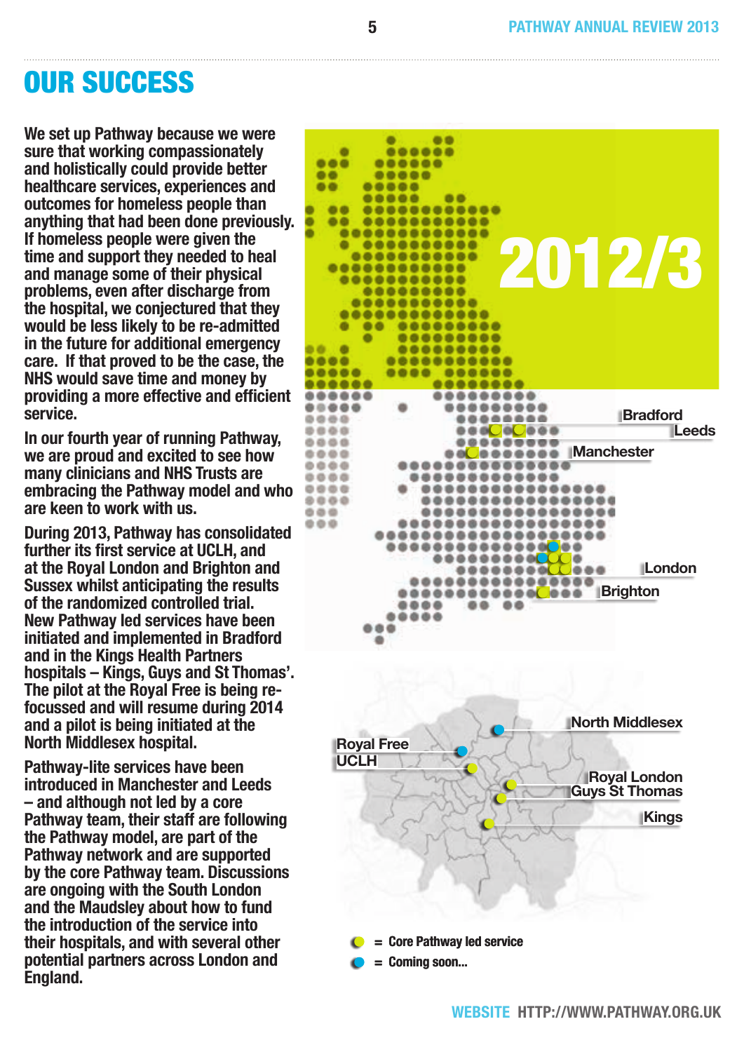# OUR SUCCESS

We set up Pathway because we were sure that working compassionately and holistically could provide better healthcare services, experiences and outcomes for homeless people than anything that had been done previously. If homeless people were given the time and support they needed to heal and manage some of their physical problems, even after discharge from the hospital, we conjectured that they would be less likely to be re-admitted in the future for additional emergency care. If that proved to be the case, the NHS would save time and money by providing a more effective and efficient service.

In our fourth year of running Pathway, we are proud and excited to see how many clinicians and NHS Trusts are embracing the Pathway model and who are keen to work with us.

During 2013, Pathway has consolidated further its first service at UCLH, and at the Royal London and Brighton and Sussex whilst anticipating the results of the randomized controlled trial. New Pathway led services have been initiated and implemented in Bradford and in the Kings Health Partners hospitals – Kings, Guys and St Thomas'. The pilot at the Royal Free is being re-focussed and will resume during 2014 and a pilot is being initiated at the North Middlesex hospital.

Pathway-lite services have been introduced in Manchester and Leeds – and although not led by a core Pathway team, their staff are following the Pathway model, are part of the Pathway network and are supported by the core Pathway team. Discussions are ongoing with the South London and the Maudsley about how to fund the introduction of the service into their hospitals, and with several other potential partners across London and England.

2012/3

Bradford
Leeds
Manchester
London
Brighton

North Middlesex
Royal Free
UCLH
Royal London
Guys St Thomas
Kings

= Core Pathway led service
= Coming soon...

**WEBSITE** HTTP://WWW.PATHWAY.ORG.UK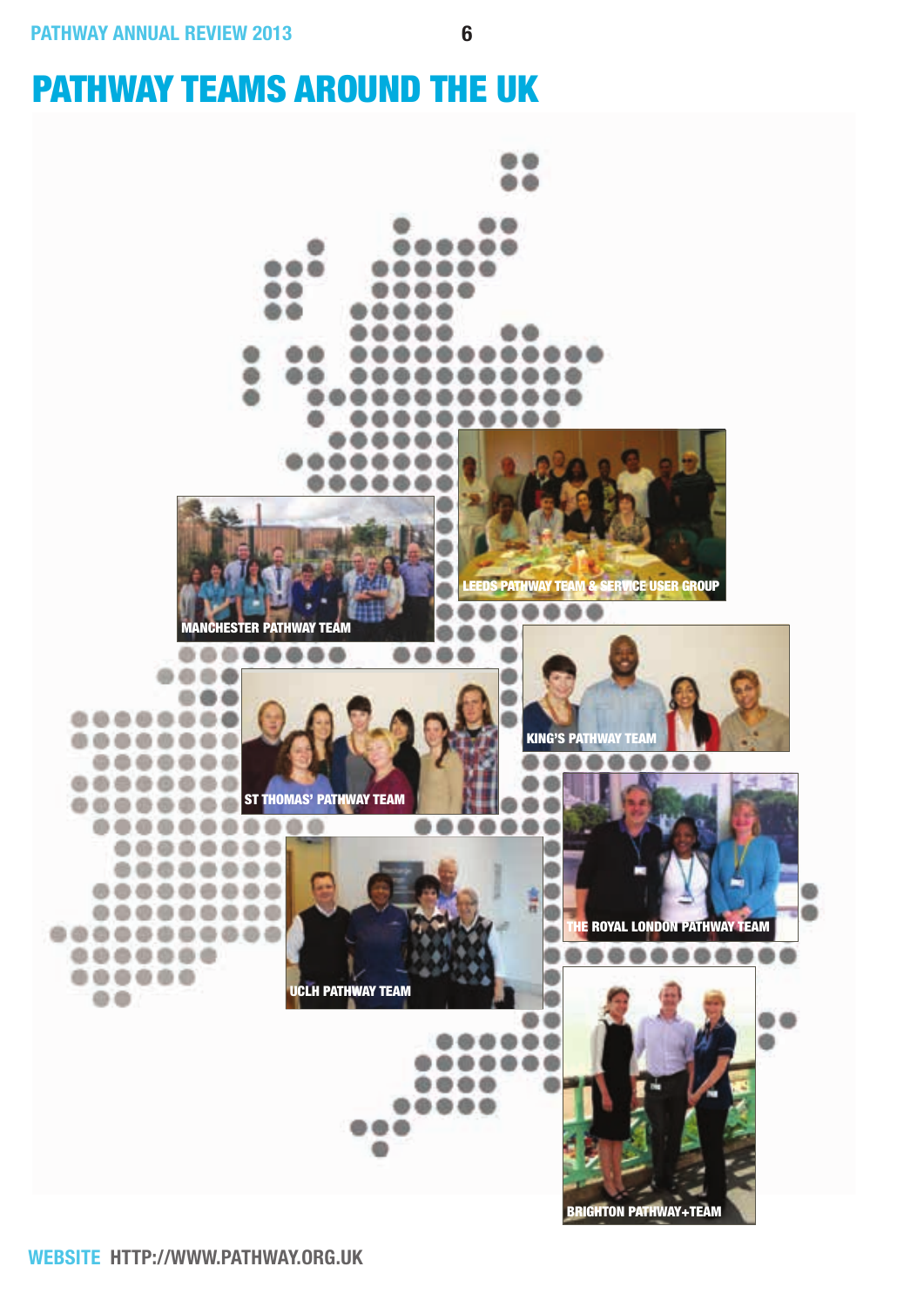# PATHWAY TEAMS AROUND THE UK

LEEDS PATHWAY TEAM & SERVICE USER GROUP

MANCHESTER PATHWAY TEAM

KING'S PATHWAY TEAM

ST THOMAS' PATHWAY TEAM

THE ROYAL LONDON PATHWAY TEAM

UCLH PATHWAY TEAM

BRIGHTON PATHWAY+TEAM

**WEBSITE** HTTP://WWW.PATHWAY.ORG.UK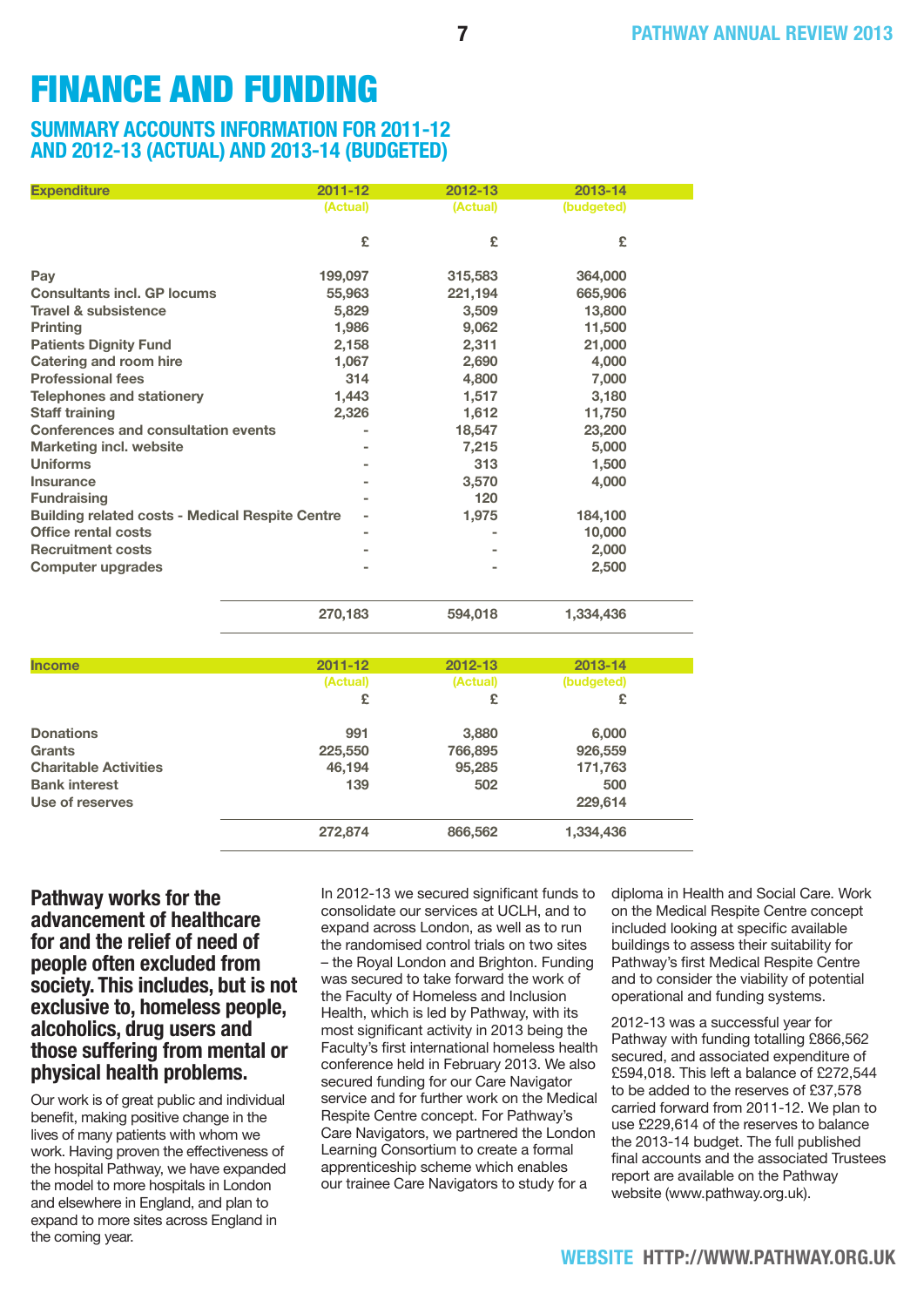# FINANCE AND FUNDING

## SUMMARY ACCOUNTS INFORMATION FOR 2011-12 AND 2012-13 (ACTUAL) AND 2013-14 (BUDGETED)

| Expenditure | 2011-12 (Actual) | 2012-13 (Actual) | 2013-14 (budgeted) |
|---|---|---|---|
| | £ | £ | £ |
| Pay | 199,097 | 315,583 | 364,000 |
| Consultants incl. GP locums | 55,963 | 221,194 | 665,906 |
| Travel & subsistence | 5,829 | 3,509 | 13,800 |
| Printing | 1,986 | 9,062 | 11,500 |
| Patients Dignity Fund | 2,158 | 2,311 | 21,000 |
| Catering and room hire | 1,067 | 2,690 | 4,000 |
| Professional fees | 314 | 4,800 | 7,000 |
| Telephones and stationery | 1,443 | 1,517 | 3,180 |
| Staff training | 2,326 | 1,612 | 11,750 |
| Conferences and consultation events | - | 18,547 | 23,200 |
| Marketing incl. website | - | 7,215 | 5,000 |
| Uniforms | - | 313 | 1,500 |
| Insurance | - | 3,570 | 4,000 |
| Fundraising | - | 120 | |
| Building related costs - Medical Respite Centre | - | 1,975 | 184,100 |
| Office rental costs | - | - | 10,000 |
| Recruitment costs | - | - | 2,000 |
| Computer upgrades | - | - | 2,500 |
| | 270,183 | 594,018 | 1,334,436 |

| Income | 2011-12 (Actual) | 2012-13 (Actual) | 2013-14 (budgeted) |
|---|---|---|---|
| | £ | £ | £ |
| Donations | 991 | 3,880 | 6,000 |
| Grants | 225,550 | 766,895 | 926,559 |
| Charitable Activities | 46,194 | 95,285 | 171,763 |
| Bank interest | 139 | 502 | 500 |
| Use of reserves | | | 229,614 |
| | 272,874 | 866,562 | 1,334,436 |

**Pathway works for the advancement of healthcare for and the relief of need of people often excluded from society. This includes, but is not exclusive to, homeless people, alcoholics, drug users and those suffering from mental or physical health problems.**

Our work is of great public and individual benefit, making positive change in the lives of many patients with whom we work. Having proven the effectiveness of the hospital Pathway, we have expanded the model to more hospitals in London and elsewhere in England, and plan to expand to more sites across England in the coming year.

In 2012-13 we secured significant funds to consolidate our services at UCLH, and to expand across London, as well as to run the randomised control trials on two sites – the Royal London and Brighton. Funding was secured to take forward the work of the Faculty of Homeless and Inclusion Health, which is led by Pathway, with its most significant activity in 2013 being the Faculty's first international homeless health conference held in February 2013. We also secured funding for our Care Navigator service and for further work on the Medical Respite Centre concept. For Pathway's Care Navigators, we partnered the London Learning Consortium to create a formal apprenticeship scheme which enables our trainee Care Navigators to study for a diploma in Health and Social Care. Work on the Medical Respite Centre concept included looking at specific available buildings to assess their suitability for Pathway's first Medical Respite Centre and to consider the viability of potential operational and funding systems.

2012-13 was a successful year for Pathway with funding totalling £866,562 secured, and associated expenditure of £594,018. This left a balance of £272,544 to be added to the reserves of £37,578 carried forward from 2011-12. We plan to use £229,614 of the reserves to balance the 2013-14 budget. The full published final accounts and the associated Trustees report are available on the Pathway website (www.pathway.org.uk).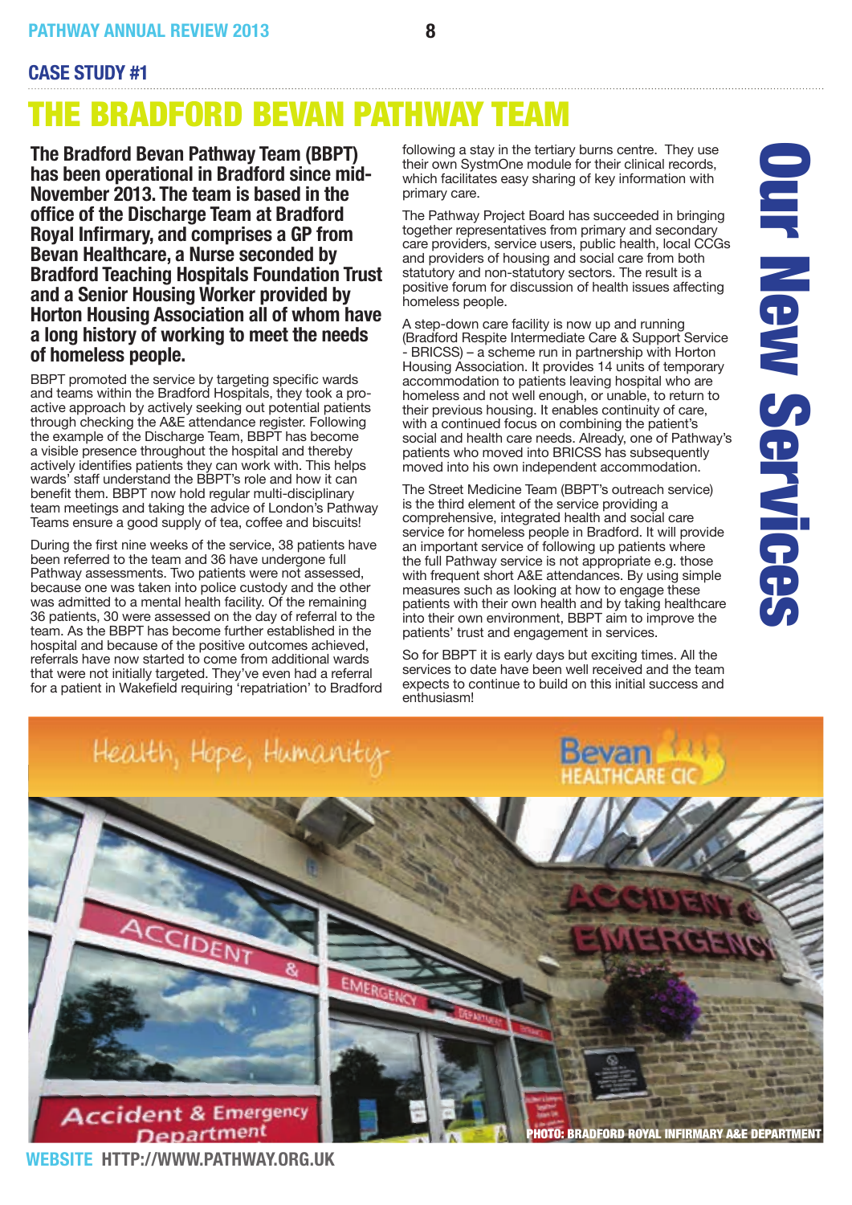## CASE STUDY #1

# THE BRADFORD BEVAN PATHWAY TEAM

**The Bradford Bevan Pathway Team (BBPT) has been operational in Bradford since mid-November 2013. The team is based in the office of the Discharge Team at Bradford Royal Infirmary, and comprises a GP from Bevan Healthcare, a Nurse seconded by Bradford Teaching Hospitals Foundation Trust and a Senior Housing Worker provided by Horton Housing Association all of whom have a long history of working to meet the needs of homeless people.**

BBPT promoted the service by targeting specific wards and teams within the Bradford Hospitals, they took a pro-active approach by actively seeking out potential patients through checking the A&E attendance register. Following the example of the Discharge Team, BBPT has become a visible presence throughout the hospital and thereby actively identifies patients they can work with. This helps wards' staff understand the BBPT's role and how it can benefit them. BBPT now hold regular multi-disciplinary team meetings and taking the advice of London's Pathway Teams ensure a good supply of tea, coffee and biscuits!

During the first nine weeks of the service, 38 patients have been referred to the team and 36 have undergone full Pathway assessments. Two patients were not assessed, because one was taken into police custody and the other was admitted to a mental health facility. Of the remaining 36 patients, 30 were assessed on the day of referral to the team. As the BBPT has become further established in the hospital and because of the positive outcomes achieved, referrals have now started to come from additional wards that were not initially targeted. They've even had a referral for a patient in Wakefield requiring 'repatriation' to Bradford following a stay in the tertiary burns centre. They use their own SystmOne module for their clinical records, which facilitates easy sharing of key information with primary care.

The Pathway Project Board has succeeded in bringing together representatives from primary and secondary care providers, service users, public health, local CCGs and providers of housing and social care from both statutory and non-statutory sectors. The result is a positive forum for discussion of health issues affecting homeless people.

A step-down care facility is now up and running (Bradford Respite Intermediate Care & Support Service - BRICSS) – a scheme run in partnership with Horton Housing Association. It provides 14 units of temporary accommodation to patients leaving hospital who are homeless and not well enough, or unable, to return to their previous housing. It enables continuity of care, with a continued focus on combining the patient's social and health care needs. Already, one of Pathway's patients who moved into BRICSS has subsequently moved into his own independent accommodation.

The Street Medicine Team (BBPT's outreach service) is the third element of the service providing a comprehensive, integrated health and social care service for homeless people in Bradford. It will provide an important service of following up patients where the full Pathway service is not appropriate e.g. those with frequent short A&E attendances. By using simple measures such as looking at how to engage these patients with their own health and by taking healthcare into their own environment, BBPT aim to improve the patients' trust and engagement in services.

So for BBPT it is early days but exciting times. All the services to date have been well received and the team expects to continue to build on this initial success and enthusiasm!

Our New Services

Health, Hope, Humanity

Bevan HEALTHCARE CIC

PHOTO: BRADFORD ROYAL INFIRMARY A&E DEPARTMENT

**WEBSITE** HTTP://WWW.PATHWAY.ORG.UK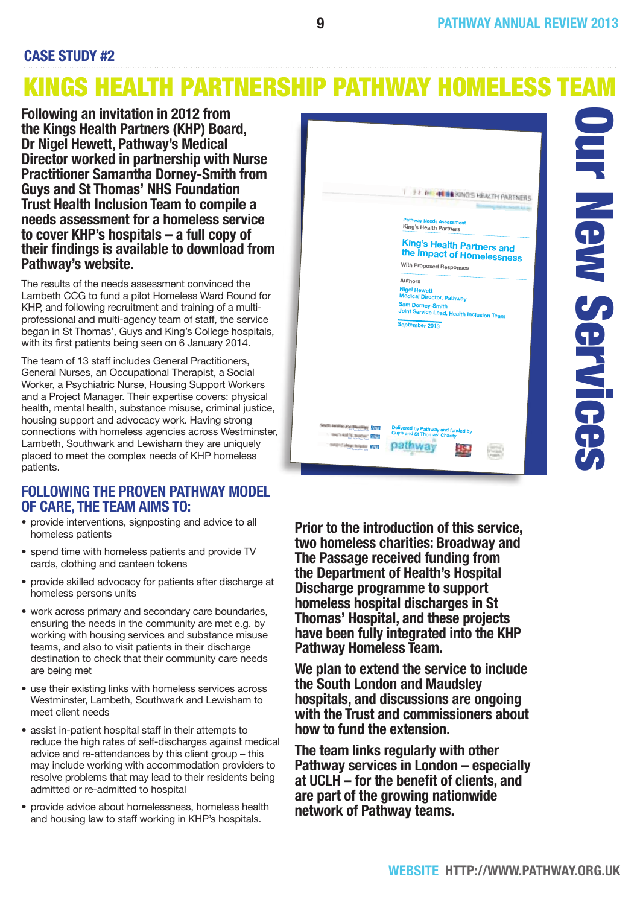## CASE STUDY #2

# KINGS HEALTH PARTNERSHIP PATHWAY HOMELESS TEAM

**Following an invitation in 2012 from the Kings Health Partners (KHP) Board, Dr Nigel Hewett, Pathway's Medical Director worked in partnership with Nurse Practitioner Samantha Dorney-Smith from Guys and St Thomas' NHS Foundation Trust Health Inclusion Team to compile a needs assessment for a homeless service to cover KHP's hospitals – a full copy of their findings is available to download from Pathway's website.**

The results of the needs assessment convinced the Lambeth CCG to fund a pilot Homeless Ward Round for KHP, and following recruitment and training of a multi-professional and multi-agency team of staff, the service began in St Thomas', Guys and King's College hospitals, with its first patients being seen on 6 January 2014.

The team of 13 staff includes General Practitioners, General Nurses, an Occupational Therapist, a Social Worker, a Psychiatric Nurse, Housing Support Workers and a Project Manager. Their expertise covers: physical health, mental health, substance misuse, criminal justice, housing support and advocacy work. Having strong connections with homeless agencies across Westminster, Lambeth, Southwark and Lewisham they are uniquely placed to meet the complex needs of KHP homeless patients.

### FOLLOWING THE PROVEN PATHWAY MODEL OF CARE, THE TEAM AIMS TO:

- provide interventions, signposting and advice to all homeless patients
- spend time with homeless patients and provide TV cards, clothing and canteen tokens
- provide skilled advocacy for patients after discharge at homeless persons units
- work across primary and secondary care boundaries, ensuring the needs in the community are met e.g. by working with housing services and substance misuse teams, and also to visit patients in their discharge destination to check that their community care needs are being met
- use their existing links with homeless services across Westminster, Lambeth, Southwark and Lewisham to meet client needs
- assist in-patient hospital staff in their attempts to reduce the high rates of self-discharges against medical advice and re-attendances by this client group – this may include working with accommodation providers to resolve problems that may lead to their residents being admitted or re-admitted to hospital
- provide advice about homelessness, homeless health and housing law to staff working in KHP's hospitals.

Pathway Needs Assessment
King's Health Partners

King's Health Partners and the Impact of Homelessness

With Proposed Responses

Authors
Nigel Hewett
Medical Director, Pathway
Sam Dorney-Smith
Joint Service Lead, Health Inclusion Team

September 2013

Delivered by Pathway and funded by Guy's and St Thomas' Charity

## Our New Services

**Prior to the introduction of this service, two homeless charities: Broadway and The Passage received funding from the Department of Health's Hospital Discharge programme to support homeless hospital discharges in St Thomas' Hospital, and these projects have been fully integrated into the KHP Pathway Homeless Team.**

**We plan to extend the service to include the South London and Maudsley hospitals, and discussions are ongoing with the Trust and commissioners about how to fund the extension.**

**The team links regularly with other Pathway services in London – especially at UCLH – for the benefit of clients, and are part of the growing nationwide network of Pathway teams.**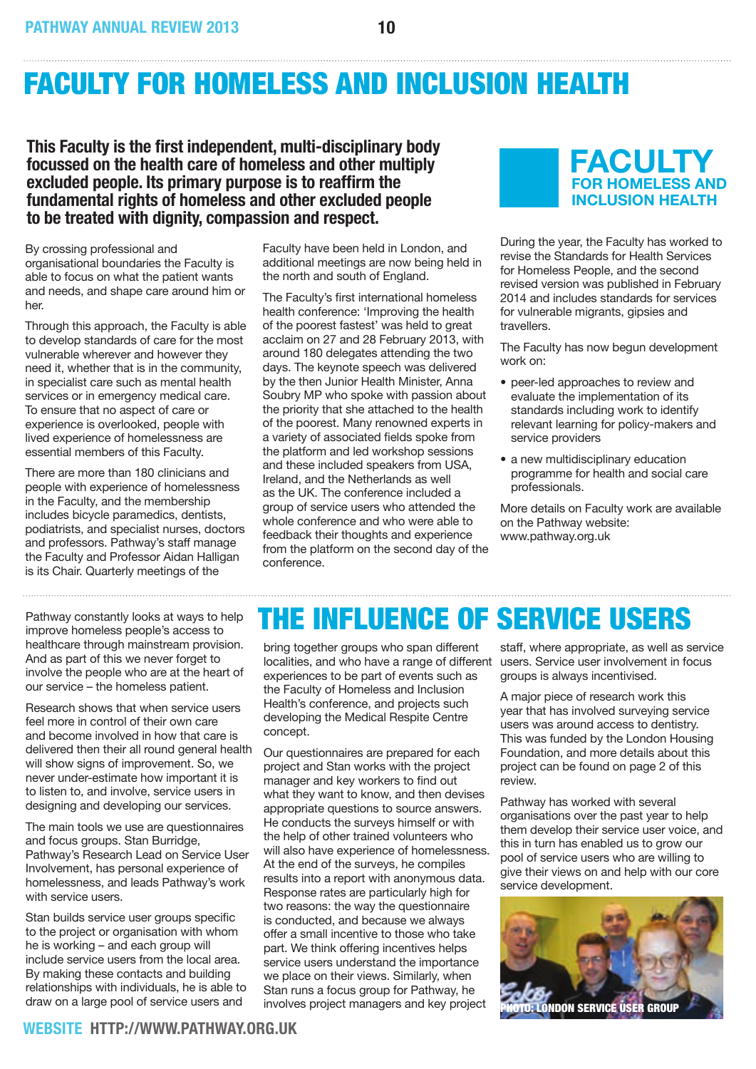# FACULTY FOR HOMELESS AND INCLUSION HEALTH

**This Faculty is the first independent, multi-disciplinary body focussed on the health care of homeless and other multiply excluded people. Its primary purpose is to reaffirm the fundamental rights of homeless and other excluded people to be treated with dignity, compassion and respect.**

By crossing professional and organisational boundaries the Faculty is able to focus on what the patient wants and needs, and shape care around him or her.

Through this approach, the Faculty is able to develop standards of care for the most vulnerable wherever and however they need it, whether that is in the community, in specialist care such as mental health services or in emergency medical care. To ensure that no aspect of care or experience is overlooked, people with lived experience of homelessness are essential members of this Faculty.

There are more than 180 clinicians and people with experience of homelessness in the Faculty, and the membership includes bicycle paramedics, dentists, podiatrists, and specialist nurses, doctors and professors. Pathway's staff manage the Faculty and Professor Aidan Halligan is its Chair. Quarterly meetings of the Faculty have been held in London, and additional meetings are now being held in the north and south of England.

The Faculty's first international homeless health conference: 'Improving the health of the poorest fastest' was held to great acclaim on 27 and 28 February 2013, with around 180 delegates attending the two days. The keynote speech was delivered by the then Junior Health Minister, Anna Soubry MP who spoke with passion about the priority that she attached to the health of the poorest. Many renowned experts in a variety of associated fields spoke from the platform and led workshop sessions and these included speakers from USA, Ireland, and the Netherlands as well as the UK. The conference included a group of service users who attended the whole conference and who were able to feedback their thoughts and experience from the platform on the second day of the conference.

**FACULTY FOR HOMELESS AND INCLUSION HEALTH**

During the year, the Faculty has worked to revise the Standards for Health Services for Homeless People, and the second revised version was published in February 2014 and includes standards for services for vulnerable migrants, gipsies and travellers.

The Faculty has now begun development work on:

- peer-led approaches to review and evaluate the implementation of its standards including work to identify relevant learning for policy-makers and service providers
- a new multidisciplinary education programme for health and social care professionals.

More details on Faculty work are available on the Pathway website: www.pathway.org.uk

# THE INFLUENCE OF SERVICE USERS

Pathway constantly looks at ways to help improve homeless people's access to healthcare through mainstream provision. And as part of this we never forget to involve the people who are at the heart of our service – the homeless patient.

Research shows that when service users feel more in control of their own care and become involved in how that care is delivered then their all round general health will show signs of improvement. So, we never under-estimate how important it is to listen to, and involve, service users in designing and developing our services.

The main tools we use are questionnaires and focus groups. Stan Burridge, Pathway's Research Lead on Service User Involvement, has personal experience of homelessness, and leads Pathway's work with service users.

Stan builds service user groups specific to the project or organisation with whom he is working – and each group will include service users from the local area. By making these contacts and building relationships with individuals, he is able to draw on a large pool of service users and bring together groups who span different localities, and who have a range of different experiences to be part of events such as the Faculty of Homeless and Inclusion Health's conference, and projects such developing the Medical Respite Centre concept.

Our questionnaires are prepared for each project and Stan works with the project manager and key workers to find out what they want to know, and then devises appropriate questions to source answers. He conducts the surveys himself or with the help of other trained volunteers who will also have experience of homelessness. At the end of the surveys, he compiles results into a report with anonymous data. Response rates are particularly high for two reasons: the way the questionnaire is conducted, and because we always offer a small incentive to those who take part. We think offering incentives helps service users understand the importance we place on their views. Similarly, when Stan runs a focus group for Pathway, he involves project managers and key project staff, where appropriate, as well as service users. Service user involvement in focus groups is always incentivised.

A major piece of research work this year that has involved surveying service users was around access to dentistry. This was funded by the London Housing Foundation, and more details about this project can be found on page 2 of this review.

Pathway has worked with several organisations over the past year to help them develop their service user voice, and this in turn has enabled us to grow our pool of service users who are willing to give their views on and help with our core service development.

PHOTO: LONDON SERVICE USER GROUP

**WEBSITE HTTP://WWW.PATHWAY.ORG.UK**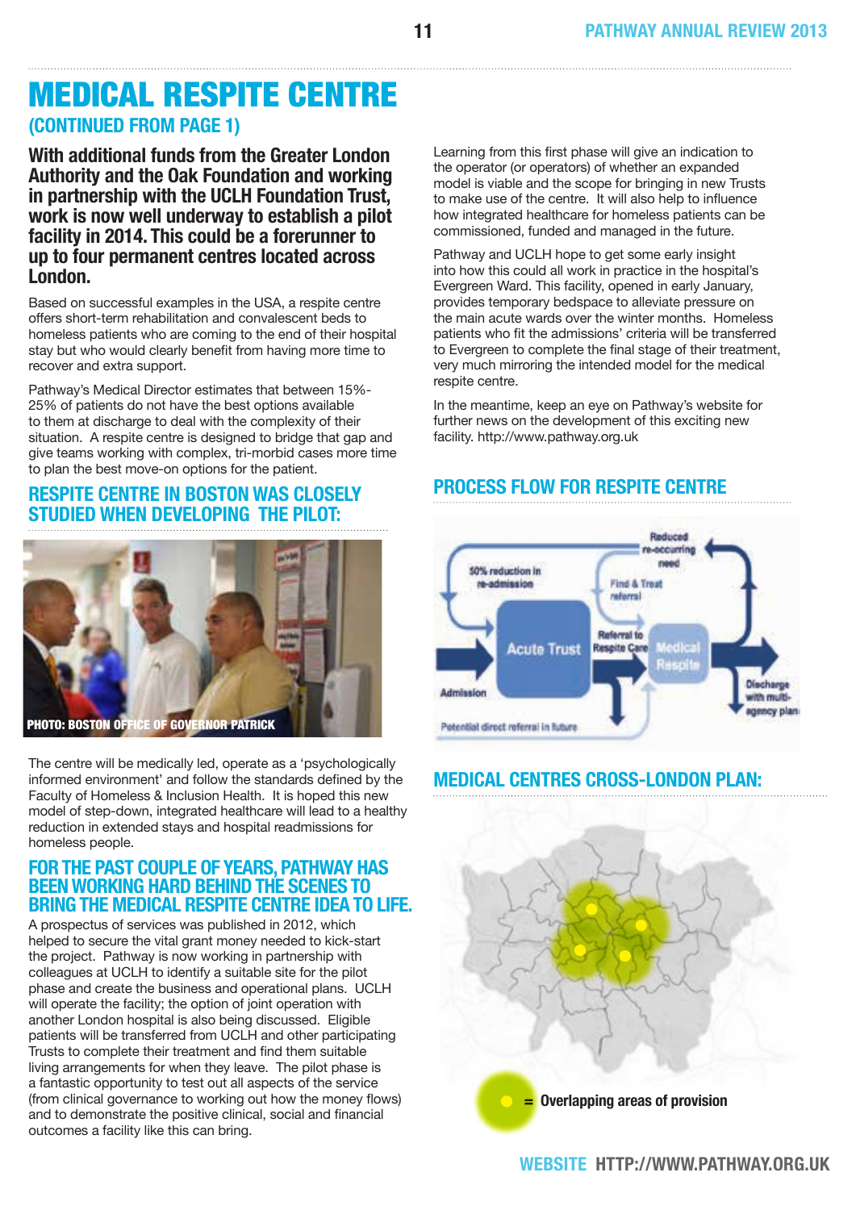# MEDICAL RESPITE CENTRE

## (CONTINUED FROM PAGE 1)

**With additional funds from the Greater London Authority and the Oak Foundation and working in partnership with the UCLH Foundation Trust, work is now well underway to establish a pilot facility in 2014. This could be a forerunner to up to four permanent centres located across London.**

Based on successful examples in the USA, a respite centre offers short-term rehabilitation and convalescent beds to homeless patients who are coming to the end of their hospital stay but who would clearly benefit from having more time to recover and extra support.

Pathway's Medical Director estimates that between 15%-25% of patients do not have the best options available to them at discharge to deal with the complexity of their situation. A respite centre is designed to bridge that gap and give teams working with complex, tri-morbid cases more time to plan the best move-on options for the patient.

## RESPITE CENTRE IN BOSTON WAS CLOSELY STUDIED WHEN DEVELOPING THE PILOT:

PHOTO: BOSTON OFFICE OF GOVERNOR PATRICK

The centre will be medically led, operate as a 'psychologically informed environment' and follow the standards defined by the Faculty of Homeless & Inclusion Health. It is hoped this new model of step-down, integrated healthcare will lead to a healthy reduction in extended stays and hospital readmissions for homeless people.

## FOR THE PAST COUPLE OF YEARS, PATHWAY HAS BEEN WORKING HARD BEHIND THE SCENES TO BRING THE MEDICAL RESPITE CENTRE IDEA TO LIFE.

A prospectus of services was published in 2012, which helped to secure the vital grant money needed to kick-start the project. Pathway is now working in partnership with colleagues at UCLH to identify a suitable site for the pilot phase and create the business and operational plans. UCLH will operate the facility; the option of joint operation with another London hospital is also being discussed. Eligible patients will be transferred from UCLH and other participating Trusts to complete their treatment and find them suitable living arrangements for when they leave. The pilot phase is a fantastic opportunity to test out all aspects of the service (from clinical governance to working out how the money flows) and to demonstrate the positive clinical, social and financial outcomes a facility like this can bring.

Learning from this first phase will give an indication to the operator (or operators) of whether an expanded model is viable and the scope for bringing in new Trusts to make use of the centre. It will also help to influence how integrated healthcare for homeless patients can be commissioned, funded and managed in the future.

Pathway and UCLH hope to get some early insight into how this could all work in practice in the hospital's Evergreen Ward. This facility, opened in early January, provides temporary bedspace to alleviate pressure on the main acute wards over the winter months. Homeless patients who fit the admissions' criteria will be transferred to Evergreen to complete the final stage of their treatment, very much mirroring the intended model for the medical respite centre.

In the meantime, keep an eye on Pathway's website for further news on the development of this exciting new facility. http://www.pathway.org.uk

## PROCESS FLOW FOR RESPITE CENTRE

Admission → Acute Trust → Referral to Respite Care → Medical Respite → Discharge with multi-agency plan

50% reduction in re-admission; Find & Treat referral; Reduced re-occurring need; Potential direct referral in future

## MEDICAL CENTRES CROSS-LONDON PLAN:

= Overlapping areas of provision

**WEBSITE** HTTP://WWW.PATHWAY.ORG.UK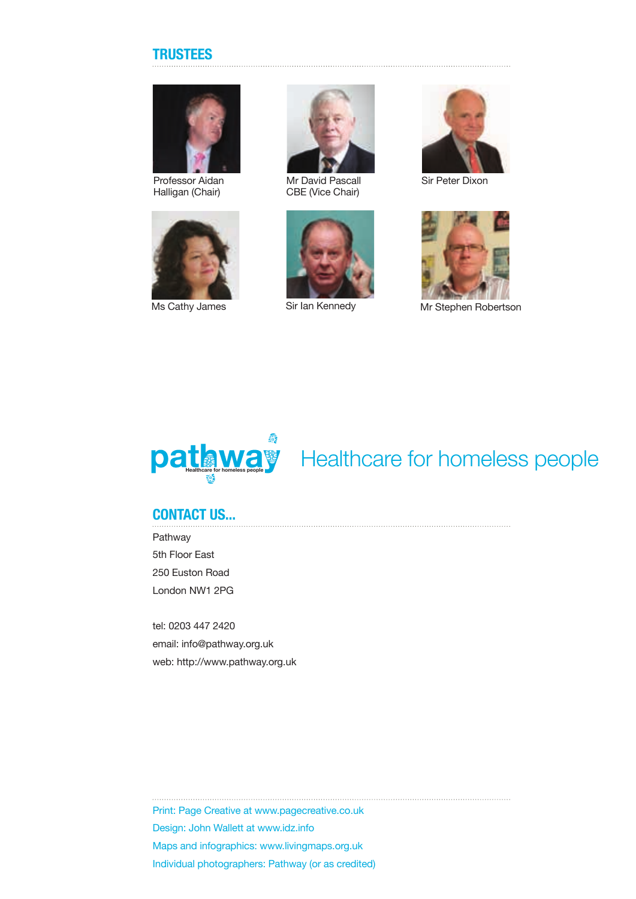## TRUSTEES

Professor Aidan Halligan (Chair)

Mr David Pascall CBE (Vice Chair)

Sir Peter Dixon

Ms Cathy James

Sir Ian Kennedy

Mr Stephen Robertson

pathway Healthcare for homeless people

Healthcare for homeless people

## CONTACT US...

Pathway
5th Floor East
250 Euston Road
London NW1 2PG

tel: 0203 447 2420
email: info@pathway.org.uk
web: http://www.pathway.org.uk

Print: Page Creative at www.pagecreative.co.uk
Design: John Wallett at www.idz.info
Maps and infographics: www.livingmaps.org.uk
Individual photographers: Pathway (or as credited)